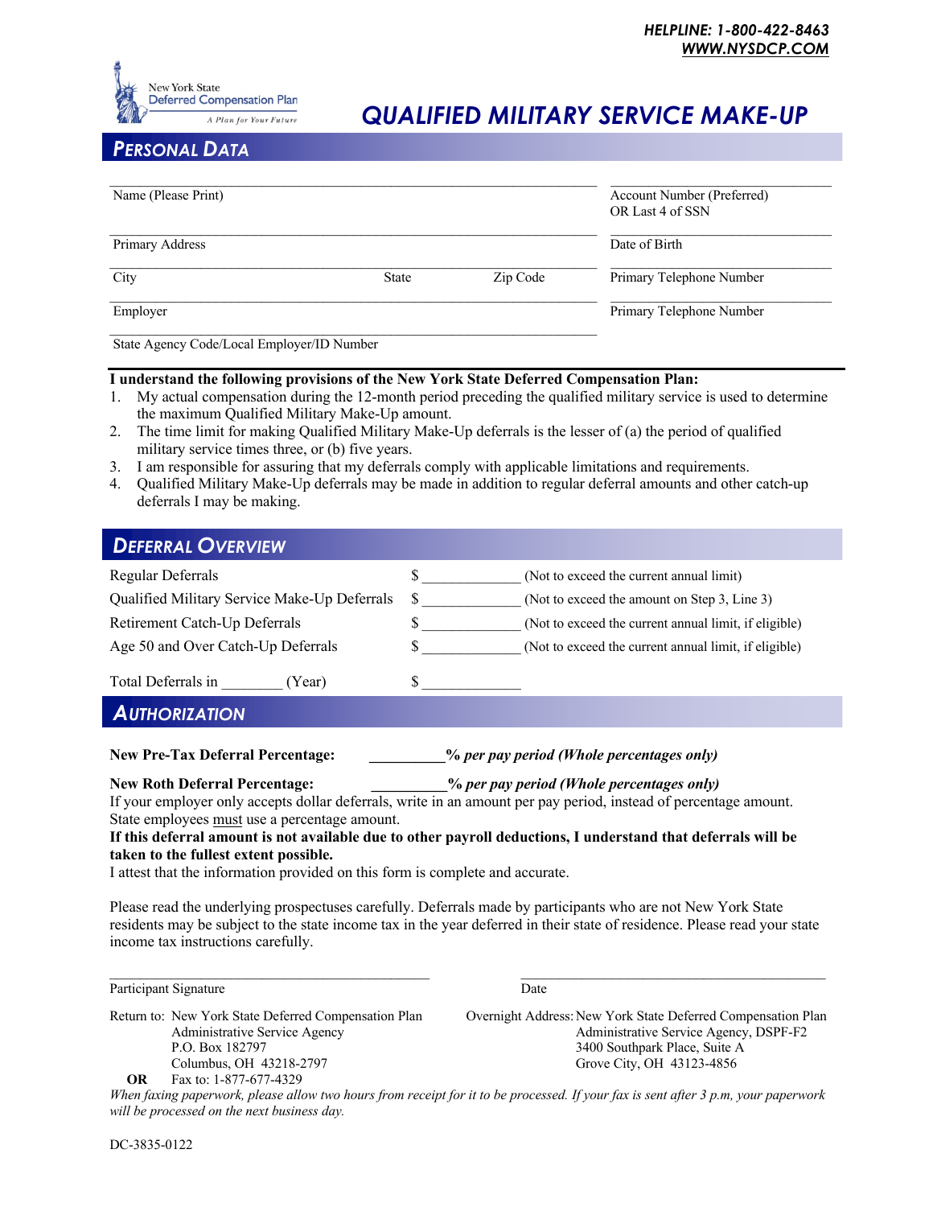HELPLINE: 1-800-422-8463
WWW.NYSDCP.COM

New York State Deferred Compensation Plan
*A Plan for Your Future*

# QUALIFIED MILITARY SERVICE MAKE-UP

## PERSONAL DATA

| | | | |
|---|---|---|---|
| Name (Please Print) | | | Account Number (Preferred) OR Last 4 of SSN |
| Primary Address | | | Date of Birth |
| City | State | Zip Code | Primary Telephone Number |
| Employer | | | Primary Telephone Number |
| State Agency Code/Local Employer/ID Number | | | |

**I understand the following provisions of the New York State Deferred Compensation Plan:**

1. My actual compensation during the 12-month period preceding the qualified military service is used to determine the maximum Qualified Military Make-Up amount.
2. The time limit for making Qualified Military Make-Up deferrals is the lesser of (a) the period of qualified military service times three, or (b) five years.
3. I am responsible for assuring that my deferrals comply with applicable limitations and requirements.
4. Qualified Military Make-Up deferrals may be made in addition to regular deferral amounts and other catch-up deferrals I may be making.

## DEFERRAL OVERVIEW

| | | |
|---|---|---|
| Regular Deferrals | $ _____________ | (Not to exceed the current annual limit) |
| Qualified Military Service Make-Up Deferrals | $ _____________ | (Not to exceed the amount on Step 3, Line 3) |
| Retirement Catch-Up Deferrals | $ _____________ | (Not to exceed the current annual limit, if eligible) |
| Age 50 and Over Catch-Up Deferrals | $ _____________ | (Not to exceed the current annual limit, if eligible) |
| Total Deferrals in ________ (Year) | $ _____________ | |

## AUTHORIZATION

**New Pre-Tax Deferral Percentage:** __________*% per pay period (Whole percentages only)*

**New Roth Deferral Percentage:** __________*% per pay period (Whole percentages only)*

If your employer only accepts dollar deferrals, write in an amount per pay period, instead of percentage amount. State employees must use a percentage amount.

**If this deferral amount is not available due to other payroll deductions, I understand that deferrals will be taken to the fullest extent possible.**

I attest that the information provided on this form is complete and accurate.

Please read the underlying prospectuses carefully. Deferrals made by participants who are not New York State residents may be subject to the state income tax in the year deferred in their state of residence. Please read your state income tax instructions carefully.

_____________________________________________ &nbsp;&nbsp;&nbsp; _____________________________________________

Participant Signature &nbsp;&nbsp;&nbsp; Date

Return to: New York State Deferred Compensation Plan
Administrative Service Agency
P.O. Box 182797
Columbus, OH 43218-2797

**OR** Fax to: 1-877-677-4329

Overnight Address: New York State Deferred Compensation Plan
Administrative Service Agency, DSPF-F2
3400 Southpark Place, Suite A
Grove City, OH 43123-4856

*When faxing paperwork, please allow two hours from receipt for it to be processed. If your fax is sent after 3 p.m, your paperwork will be processed on the next business day.*

DC-3835-0122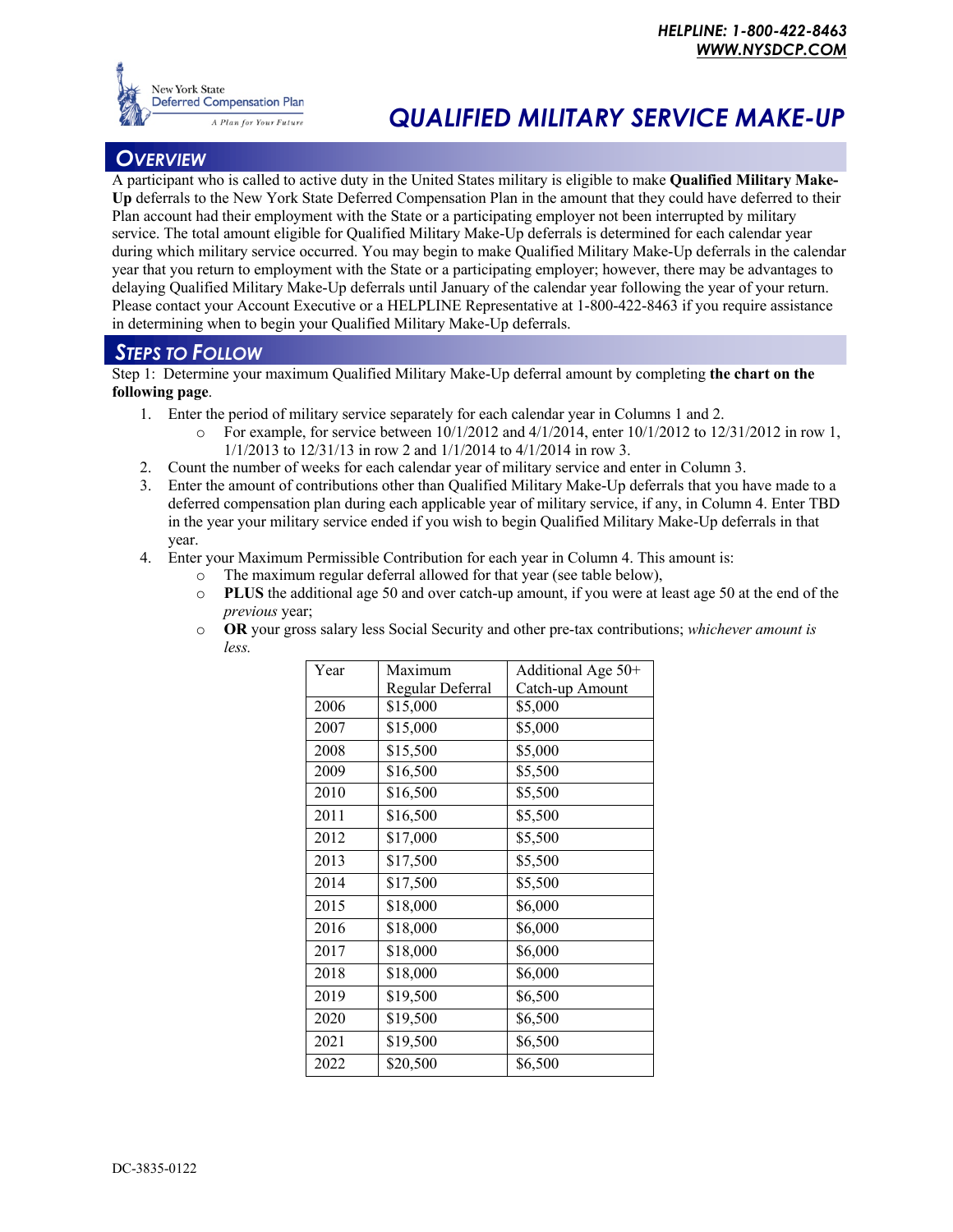# QUALIFIED MILITARY SERVICE MAKE-UP

HELPLINE: 1-800-422-8463
WWW.NYSDCP.COM

## OVERVIEW

A participant who is called to active duty in the United States military is eligible to make **Qualified Military Make-Up** deferrals to the New York State Deferred Compensation Plan in the amount that they could have deferred to their Plan account had their employment with the State or a participating employer not been interrupted by military service. The total amount eligible for Qualified Military Make-Up deferrals is determined for each calendar year during which military service occurred. You may begin to make Qualified Military Make-Up deferrals in the calendar year that you return to employment with the State or a participating employer; however, there may be advantages to delaying Qualified Military Make-Up deferrals until January of the calendar year following the year of your return. Please contact your Account Executive or a HELPLINE Representative at 1-800-422-8463 if you require assistance in determining when to begin your Qualified Military Make-Up deferrals.

## STEPS TO FOLLOW

Step 1: Determine your maximum Qualified Military Make-Up deferral amount by completing **the chart on the following page**.

1. Enter the period of military service separately for each calendar year in Columns 1 and 2.
   - For example, for service between 10/1/2012 and 4/1/2014, enter 10/1/2012 to 12/31/2012 in row 1, 1/1/2013 to 12/31/13 in row 2 and 1/1/2014 to 4/1/2014 in row 3.
2. Count the number of weeks for each calendar year of military service and enter in Column 3.
3. Enter the amount of contributions other than Qualified Military Make-Up deferrals that you have made to a deferred compensation plan during each applicable year of military service, if any, in Column 4. Enter TBD in the year your military service ended if you wish to begin Qualified Military Make-Up deferrals in that year.
4. Enter your Maximum Permissible Contribution for each year in Column 4. This amount is:
   - The maximum regular deferral allowed for that year (see table below),
   - **PLUS** the additional age 50 and over catch-up amount, if you were at least age 50 at the end of the *previous* year;
   - **OR** your gross salary less Social Security and other pre-tax contributions; *whichever amount is less.*

| Year | Maximum Regular Deferral | Additional Age 50+ Catch-up Amount |
|---|---|---|
| 2006 | $15,000 | $5,000 |
| 2007 | $15,000 | $5,000 |
| 2008 | $15,500 | $5,000 |
| 2009 | $16,500 | $5,500 |
| 2010 | $16,500 | $5,500 |
| 2011 | $16,500 | $5,500 |
| 2012 | $17,000 | $5,500 |
| 2013 | $17,500 | $5,500 |
| 2014 | $17,500 | $5,500 |
| 2015 | $18,000 | $6,000 |
| 2016 | $18,000 | $6,000 |
| 2017 | $18,000 | $6,000 |
| 2018 | $18,000 | $6,000 |
| 2019 | $19,500 | $6,500 |
| 2020 | $19,500 | $6,500 |
| 2021 | $19,500 | $6,500 |
| 2022 | $20,500 | $6,500 |

DC-3835-0122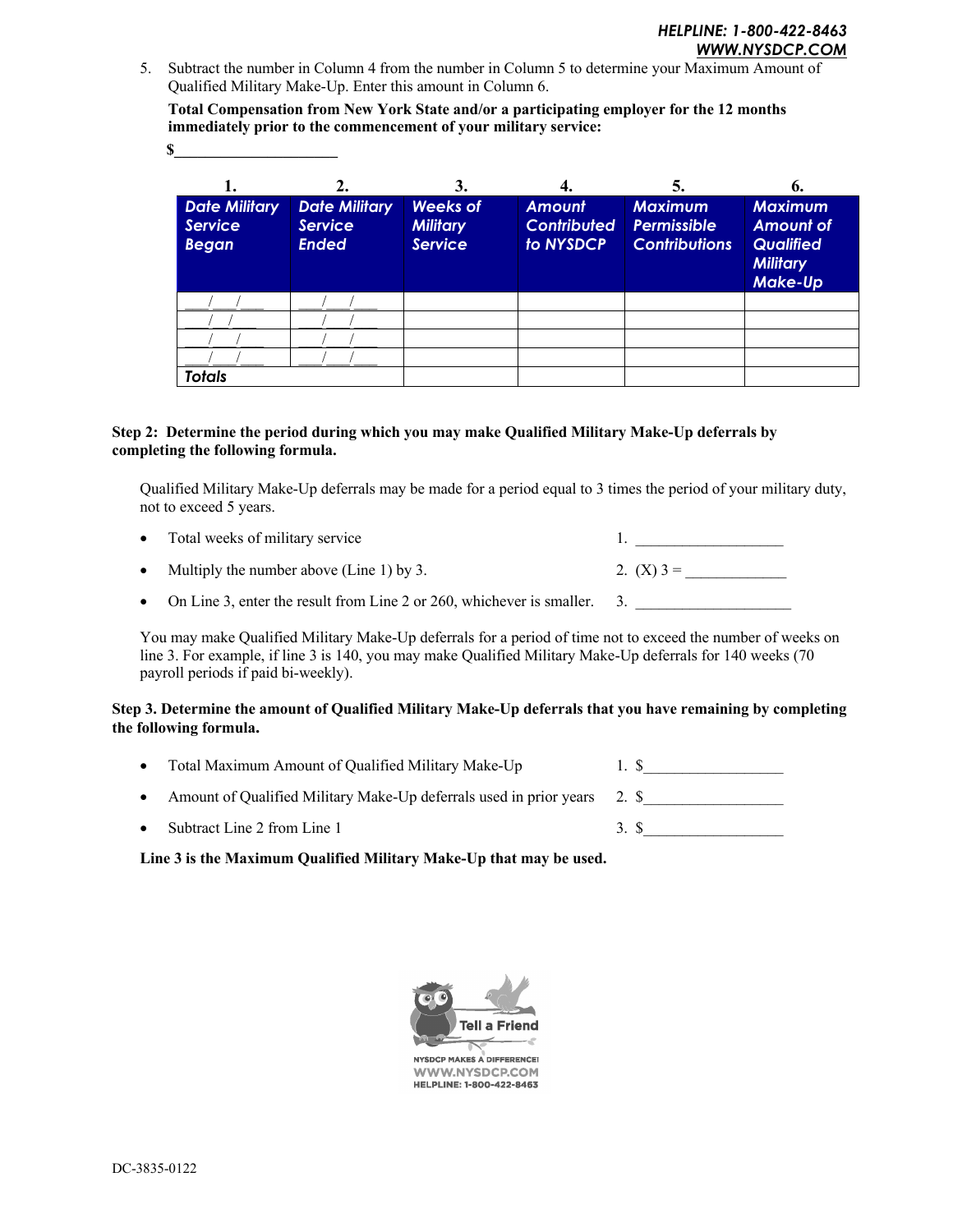5. Subtract the number in Column 4 from the number in Column 5 to determine your Maximum Amount of Qualified Military Make-Up. Enter this amount in Column 6.

**Total Compensation from New York State and/or a participating employer for the 12 months immediately prior to the commencement of your military service:**

**$**____________________

| 1. Date Military Service Began | 2. Date Military Service Ended | 3. Weeks of Military Service | 4. Amount Contributed to NYSDCP | 5. Maximum Permissible Contributions | 6. Maximum Amount of Qualified Military Make-Up |
|---|---|---|---|---|---|
| ___/___/___ | ___/___/___ | | | | |
| ___/___/___ | ___/___/___ | | | | |
| ___/___/___ | ___/___/___ | | | | |
| ___/___/___ | ___/___/___ | | | | |
| *Totals* | | | | | |

**Step 2: Determine the period during which you may make Qualified Military Make-Up deferrals by completing the following formula.**

Qualified Military Make-Up deferrals may be made for a period equal to 3 times the period of your military duty, not to exceed 5 years.

- Total weeks of military service — 1. ____________________
- Multiply the number above (Line 1) by 3. — 2. (X) 3 = ______________
- On Line 3, enter the result from Line 2 or 260, whichever is smaller. — 3. ____________________

You may make Qualified Military Make-Up deferrals for a period of time not to exceed the number of weeks on line 3. For example, if line 3 is 140, you may make Qualified Military Make-Up deferrals for 140 weeks (70 payroll periods if paid bi-weekly).

**Step 3. Determine the amount of Qualified Military Make-Up deferrals that you have remaining by completing the following formula.**

- Total Maximum Amount of Qualified Military Make-Up — 1. $__________________
- Amount of Qualified Military Make-Up deferrals used in prior years — 2. $__________________
- Subtract Line 2 from Line 1 — 3. $__________________

**Line 3 is the Maximum Qualified Military Make-Up that may be used.**

Tell a Friend

NYSDCP MAKES A DIFFERENCE!

WWW.NYSDCP.COM

HELPLINE: 1-800-422-8463

DC-3835-0122